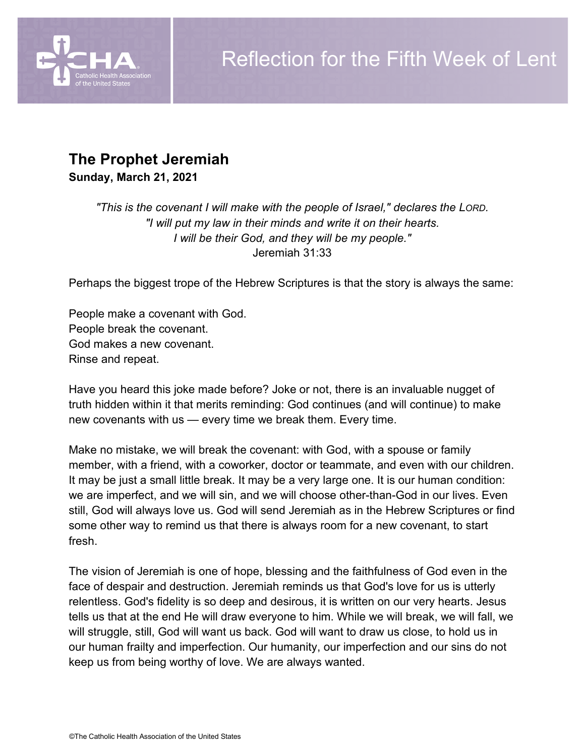# Reflection for the Fifth Week of Lent

## The Prophet Jeremiah

**Sunday, March 21, 2021**

*"This is the covenant I will make with the people of Israel," declares the LORD.*
*"I will put my law in their minds and write it on their hearts.*
*I will be their God, and they will be my people."*
Jeremiah 31:33

Perhaps the biggest trope of the Hebrew Scriptures is that the story is always the same:

People make a covenant with God.
People break the covenant.
God makes a new covenant.
Rinse and repeat.

Have you heard this joke made before? Joke or not, there is an invaluable nugget of truth hidden within it that merits reminding: God continues (and will continue) to make new covenants with us — every time we break them. Every time.

Make no mistake, we will break the covenant: with God, with a spouse or family member, with a friend, with a coworker, doctor or teammate, and even with our children. It may be just a small little break. It may be a very large one. It is our human condition: we are imperfect, and we will sin, and we will choose other-than-God in our lives. Even still, God will always love us. God will send Jeremiah as in the Hebrew Scriptures or find some other way to remind us that there is always room for a new covenant, to start fresh.

The vision of Jeremiah is one of hope, blessing and the faithfulness of God even in the face of despair and destruction. Jeremiah reminds us that God's love for us is utterly relentless. God's fidelity is so deep and desirous, it is written on our very hearts. Jesus tells us that at the end He will draw everyone to him. While we will break, we will fall, we will struggle, still, God will want us back. God will want to draw us close, to hold us in our human frailty and imperfection. Our humanity, our imperfection and our sins do not keep us from being worthy of love. We are always wanted.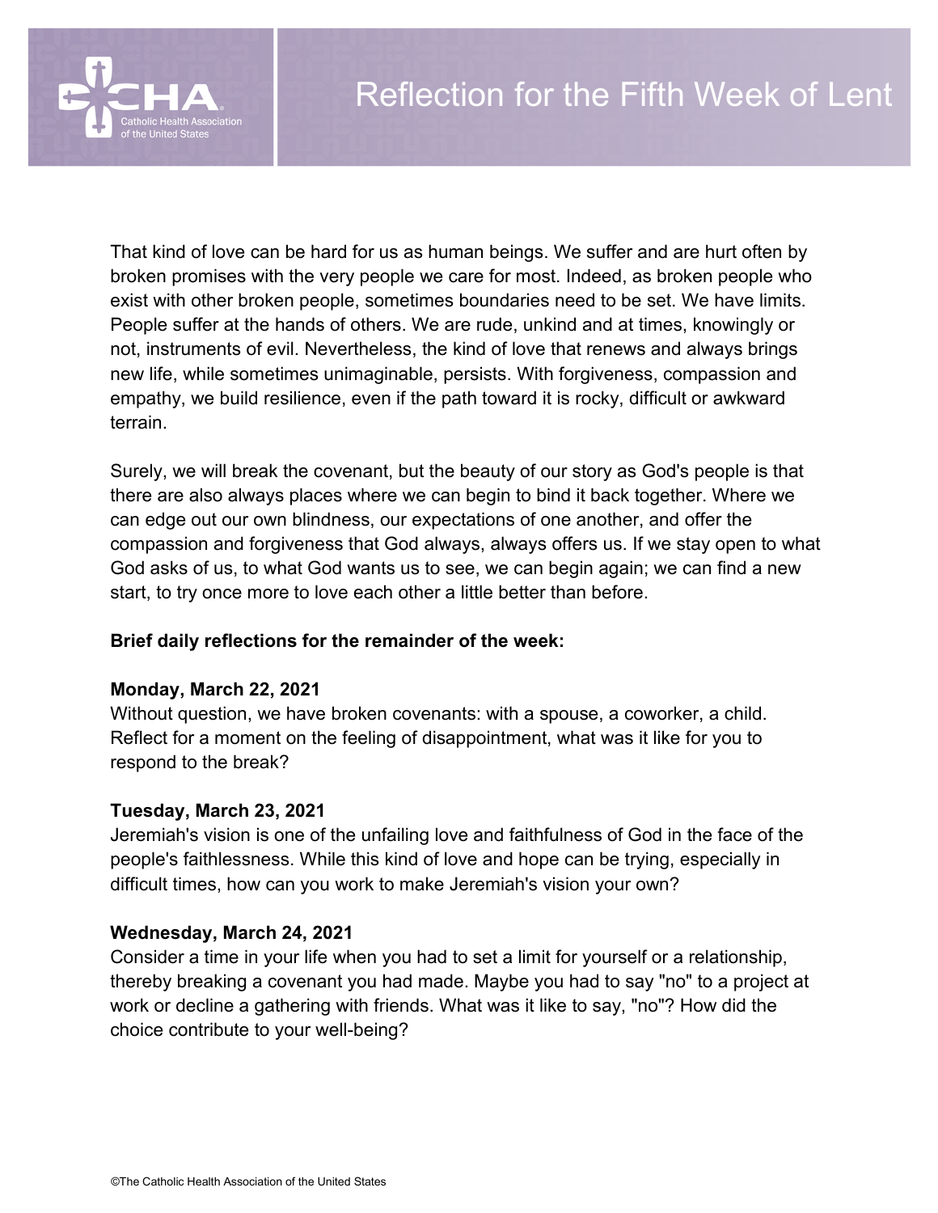That kind of love can be hard for us as human beings. We suffer and are hurt often by broken promises with the very people we care for most. Indeed, as broken people who exist with other broken people, sometimes boundaries need to be set. We have limits. People suffer at the hands of others. We are rude, unkind and at times, knowingly or not, instruments of evil. Nevertheless, the kind of love that renews and always brings new life, while sometimes unimaginable, persists. With forgiveness, compassion and empathy, we build resilience, even if the path toward it is rocky, difficult or awkward terrain.

Surely, we will break the covenant, but the beauty of our story as God's people is that there are also always places where we can begin to bind it back together. Where we can edge out our own blindness, our expectations of one another, and offer the compassion and forgiveness that God always, always offers us. If we stay open to what God asks of us, to what God wants us to see, we can begin again; we can find a new start, to try once more to love each other a little better than before.

**Brief daily reflections for the remainder of the week:**

**Monday, March 22, 2021**
Without question, we have broken covenants: with a spouse, a coworker, a child. Reflect for a moment on the feeling of disappointment, what was it like for you to respond to the break?

**Tuesday, March 23, 2021**
Jeremiah's vision is one of the unfailing love and faithfulness of God in the face of the people's faithlessness. While this kind of love and hope can be trying, especially in difficult times, how can you work to make Jeremiah's vision your own?

**Wednesday, March 24, 2021**
Consider a time in your life when you had to set a limit for yourself or a relationship, thereby breaking a covenant you had made. Maybe you had to say "no" to a project at work or decline a gathering with friends. What was it like to say, "no"? How did the choice contribute to your well-being?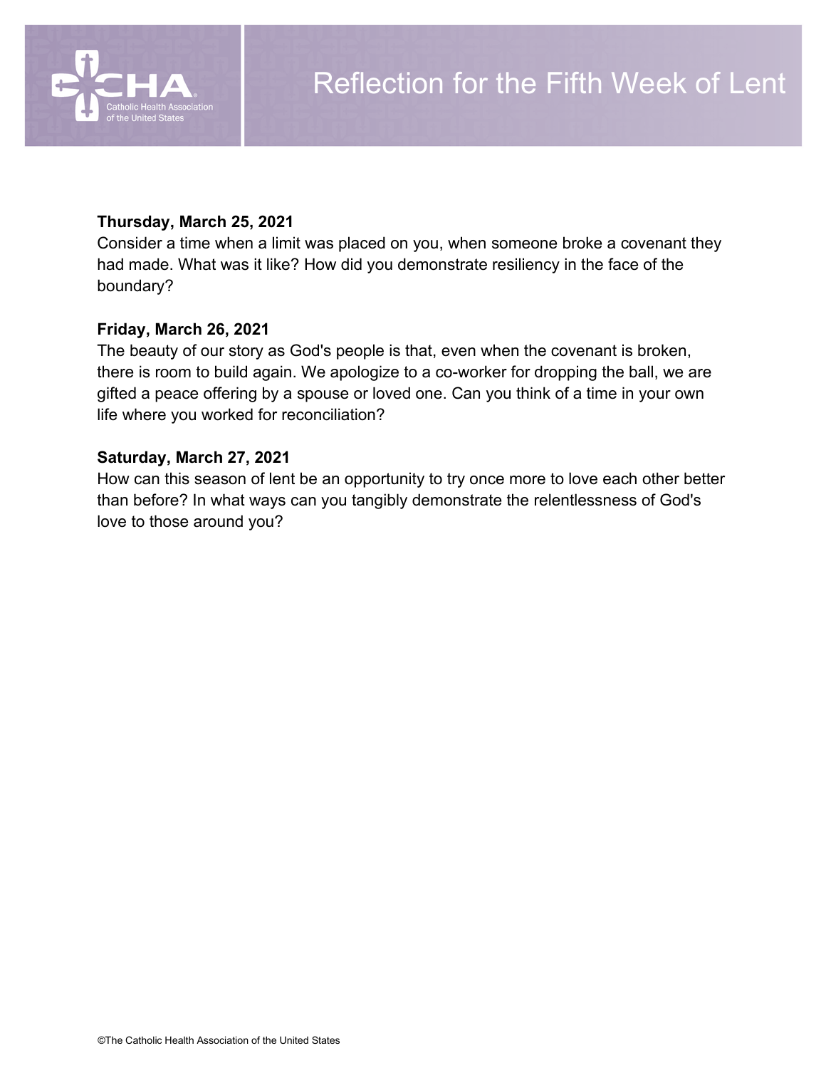**Thursday, March 25, 2021**

Consider a time when a limit was placed on you, when someone broke a covenant they had made. What was it like? How did you demonstrate resiliency in the face of the boundary?

**Friday, March 26, 2021**

The beauty of our story as God's people is that, even when the covenant is broken, there is room to build again. We apologize to a co-worker for dropping the ball, we are gifted a peace offering by a spouse or loved one. Can you think of a time in your own life where you worked for reconciliation?

**Saturday, March 27, 2021**

How can this season of lent be an opportunity to try once more to love each other better than before? In what ways can you tangibly demonstrate the relentlessness of God's love to those around you?